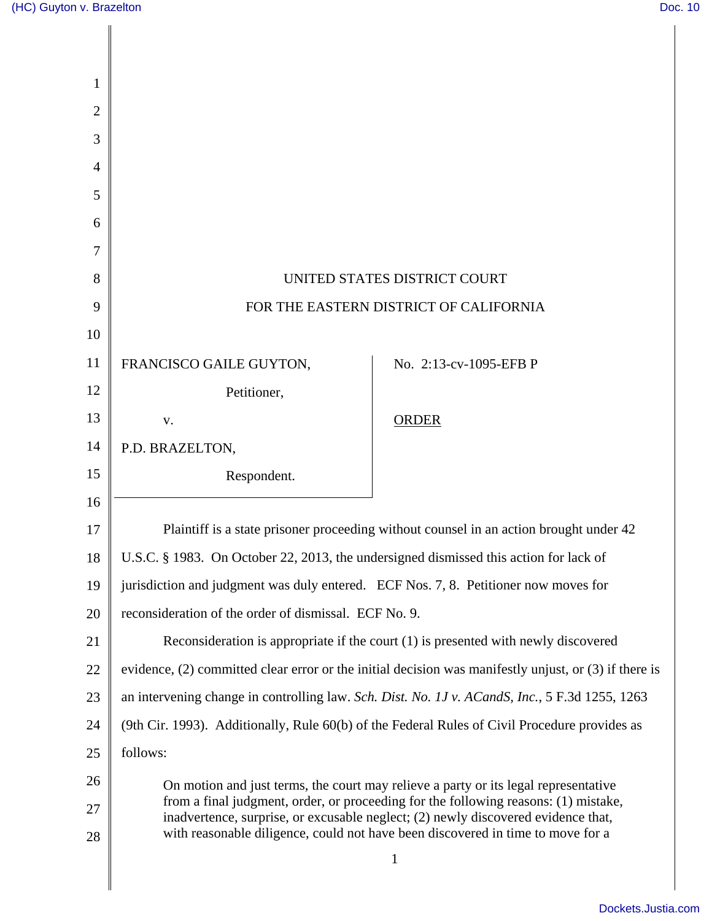UNITED STATES DISTRICT COURT

FOR THE EASTERN DISTRICT OF CALIFORNIA

FRANCISCO GAILE GUYTON,

Petitioner,

v.

P.D. BRAZELTON,

Respondent.

No. 2:13-cv-1095-EFB P

ORDER

Plaintiff is a state prisoner proceeding without counsel in an action brought under 42 U.S.C. § 1983. On October 22, 2013, the undersigned dismissed this action for lack of jurisdiction and judgment was duly entered. ECF Nos. 7, 8. Petitioner now moves for reconsideration of the order of dismissal. ECF No. 9.

Reconsideration is appropriate if the court (1) is presented with newly discovered evidence, (2) committed clear error or the initial decision was manifestly unjust, or (3) if there is an intervening change in controlling law. *Sch. Dist. No. 1J v. ACandS, Inc.*, 5 F.3d 1255, 1263 (9th Cir. 1993). Additionally, Rule 60(b) of the Federal Rules of Civil Procedure provides as follows:

> On motion and just terms, the court may relieve a party or its legal representative from a final judgment, order, or proceeding for the following reasons: (1) mistake, inadvertence, surprise, or excusable neglect; (2) newly discovered evidence that, with reasonable diligence, could not have been discovered in time to move for a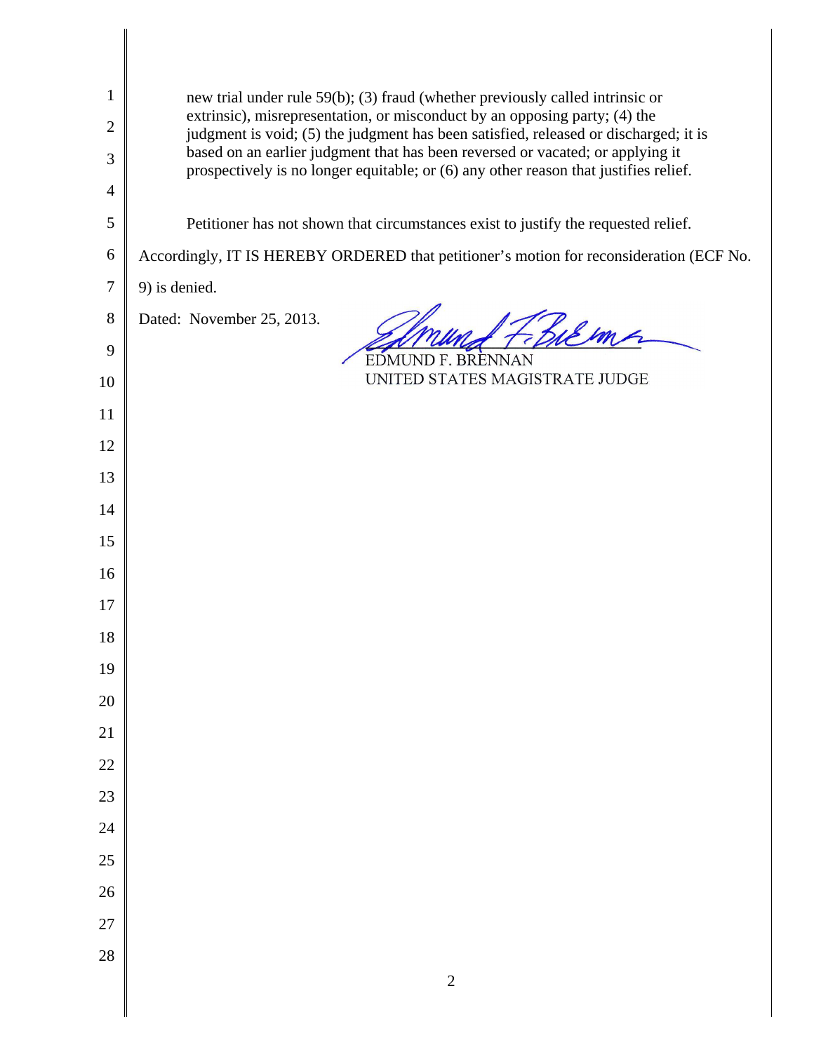new trial under rule 59(b); (3) fraud (whether previously called intrinsic or extrinsic), misrepresentation, or misconduct by an opposing party; (4) the judgment is void; (5) the judgment has been satisfied, released or discharged; it is based on an earlier judgment that has been reversed or vacated; or applying it prospectively is no longer equitable; or (6) any other reason that justifies relief.

Petitioner has not shown that circumstances exist to justify the requested relief.

Accordingly, IT IS HEREBY ORDERED that petitioner's motion for reconsideration (ECF No. 9) is denied.

Dated: November 25, 2013.

EDMUND F. BRENNAN
UNITED STATES MAGISTRATE JUDGE